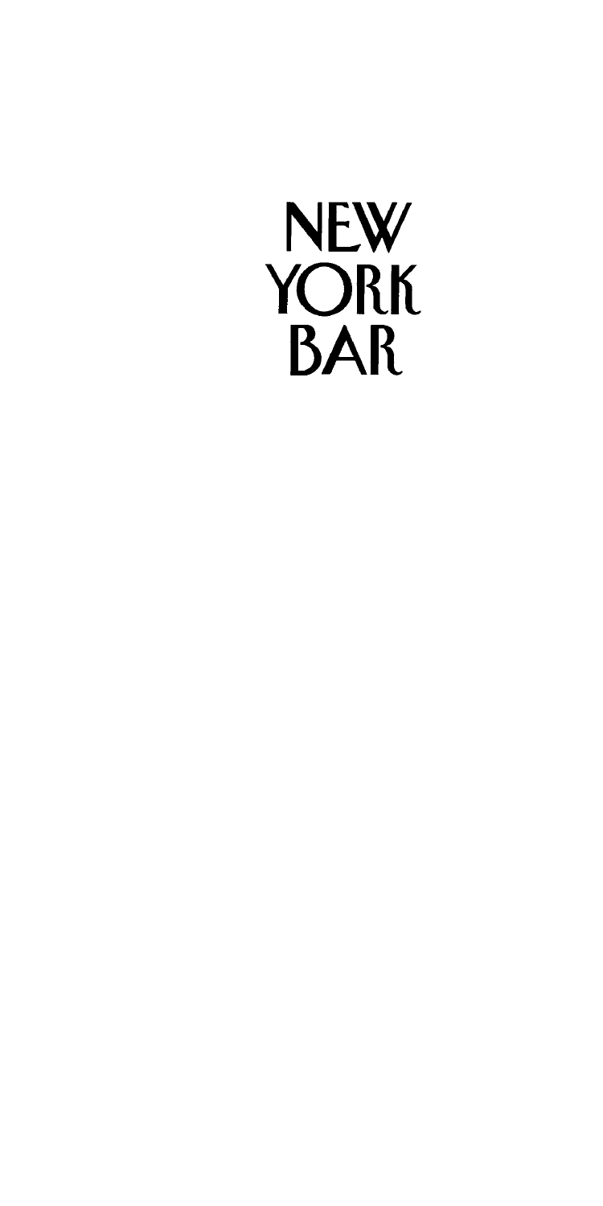# NEW YORK BAR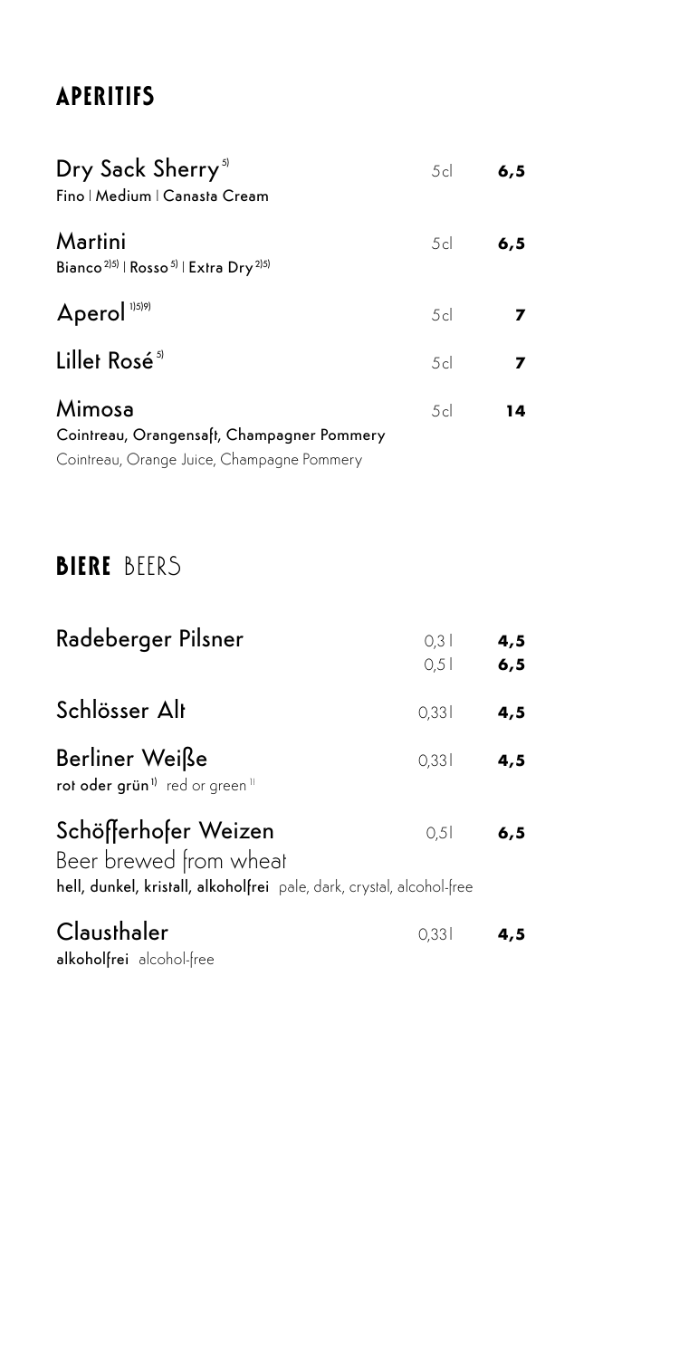## APERITIFS

| | | |
|---|---|---|
| **Dry Sack Sherry**[5]<br>Fino \| Medium \| Canasta Cream | 5cl | **6,5** |
| **Martini**<br>Bianco[2)5)] \| Rosso[5)] \| Extra Dry[2)5)] | 5cl | **6,5** |
| **Aperol**[1)5)9)] | 5cl | **7** |
| **Lillet Rosé**[5)] | 5cl | **7** |
| **Mimosa**<br>Cointreau, Orangensaft, Champagner Pommery<br>Cointreau, Orange Juice, Champagne Pommery | 5cl | **14** |

## BIERE BEERS

| | | |
|---|---|---|
| **Radeberger Pilsner** | 0,3 l<br>0,5 l | **4,5**<br>**6,5** |
| **Schlösser Alt** | 0,33l | **4,5** |
| **Berliner Weiße**<br>rot oder grün[1)] red or green[1)] | 0,33l | **4,5** |
| **Schöfferhofer Weizen**<br>Beer brewed from wheat<br>hell, dunkel, kristall, alkoholfrei pale, dark, crystal, alcohol-free | 0,5l | **6,5** |
| **Clausthaler**<br>alkoholfrei alcohol-free | 0,33l | **4,5** |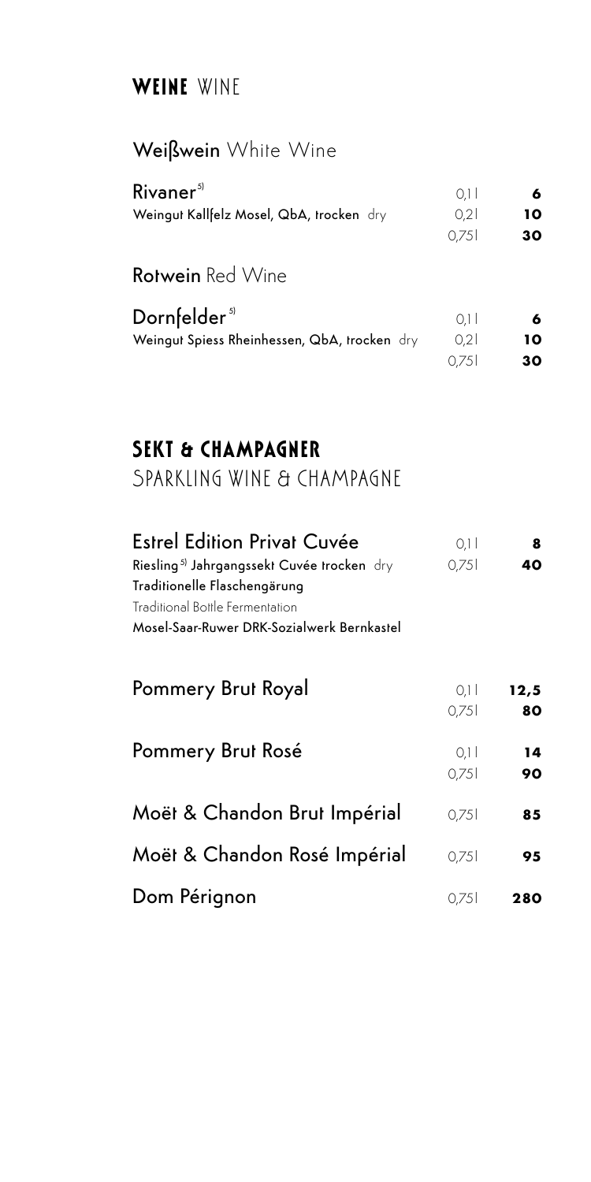# **WEINE** WINE

## **Weißwein** White Wine

| | | |
|---|---|---|
| **Rivaner**[5] | 0,1 l | **6** |
| Weingut Kallfelz Mosel, QbA, trocken dry | 0,2 l | **10** |
| | 0,75 l | **30** |

## **Rotwein** Red Wine

| | | |
|---|---|---|
| **Dornfelder**[5] | 0,1 l | **6** |
| Weingut Spiess Rheinhessen, QbA, trocken dry | 0,2 l | **10** |
| | 0,75 l | **30** |

# **SEKT & CHAMPAGNER**

SPARKLING WINE & CHAMPAGNE

| | | |
|---|---|---|
| **Estrel Edition Privat Cuvée** | 0,1 l | **8** |
| Riesling[5] Jahrgangssekt Cuvée trocken dry | 0,75 l | **40** |
| Traditionelle Flaschengärung | | |
| Traditional Bottle Fermentation | | |
| Mosel-Saar-Ruwer DRK-Sozialwerk Bernkastel | | |
| **Pommery Brut Royal** | 0,1 l | **12,5** |
| | 0,75 l | **80** |
| **Pommery Brut Rosé** | 0,1 l | **14** |
| | 0,75 l | **90** |
| **Moët & Chandon Brut Impérial** | 0,75 l | **85** |
| **Moët & Chandon Rosé Impérial** | 0,75 l | **95** |
| **Dom Pérignon** | 0,75 l | **280** |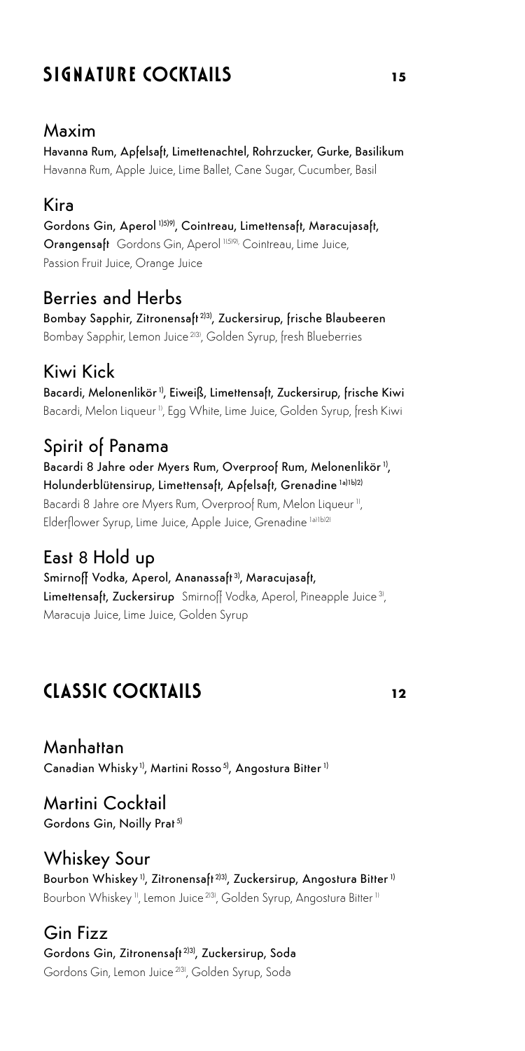## SIGNATURE COCKTAILS 15

### Maxim

**Havanna Rum, Apfelsaft, Limettenachtel, Rohrzucker, Gurke, Basilikum**
Havanna Rum, Apple Juice, Lime Ballet, Cane Sugar, Cucumber, Basil

### Kira

**Gordons Gin, Aperol [1)5)9)], Cointreau, Limettensaft, Maracujasaft, Orangensaft** Gordons Gin, Aperol [1)5)9)] Cointreau, Lime Juice, Passion Fruit Juice, Orange Juice

### Berries and Herbs

**Bombay Sapphir, Zitronensaft [2)3)], Zuckersirup, frische Blaubeeren**
Bombay Sapphir, Lemon Juice [2)3)], Golden Syrup, fresh Blueberries

### Kiwi Kick

**Bacardi, Melonenlikör [1)], Eiweiß, Limettensaft, Zuckersirup, frische Kiwi**
Bacardi, Melon Liqueur [1)], Egg White, Lime Juice, Golden Syrup, fresh Kiwi

### Spirit of Panama

**Bacardi 8 Jahre oder Myers Rum, Overproof Rum, Melonenlikör [1)], Holunderblütensirup, Limettensaft, Apfelsaft, Grenadine [1a)1b)2)]**
Bacardi 8 Jahre ore Myers Rum, Overproof Rum, Melon Liqueur [1)], Elderflower Syrup, Lime Juice, Apple Juice, Grenadine [1a)1b)2)]

### East 8 Hold up

**Smirnoff Vodka, Aperol, Ananassaft [3)], Maracujasaft, Limettensaft, Zuckersirup** Smirnoff Vodka, Aperol, Pineapple Juice [3)], Maracuja Juice, Lime Juice, Golden Syrup

## CLASSIC COCKTAILS 12

### Manhattan

**Canadian Whisky [1)], Martini Rosso [5)], Angostura Bitter [1)]**

### Martini Cocktail

**Gordons Gin, Noilly Prat [5)]**

### Whiskey Sour

**Bourbon Whiskey [1)], Zitronensaft [2)3)], Zuckersirup, Angostura Bitter [1)]**
Bourbon Whiskey [1)], Lemon Juice [2)3)], Golden Syrup, Angostura Bitter [1)]

### Gin Fizz

**Gordons Gin, Zitronensaft [2)3)], Zuckersirup, Soda**
Gordons Gin, Lemon Juice [2)3)], Golden Syrup, Soda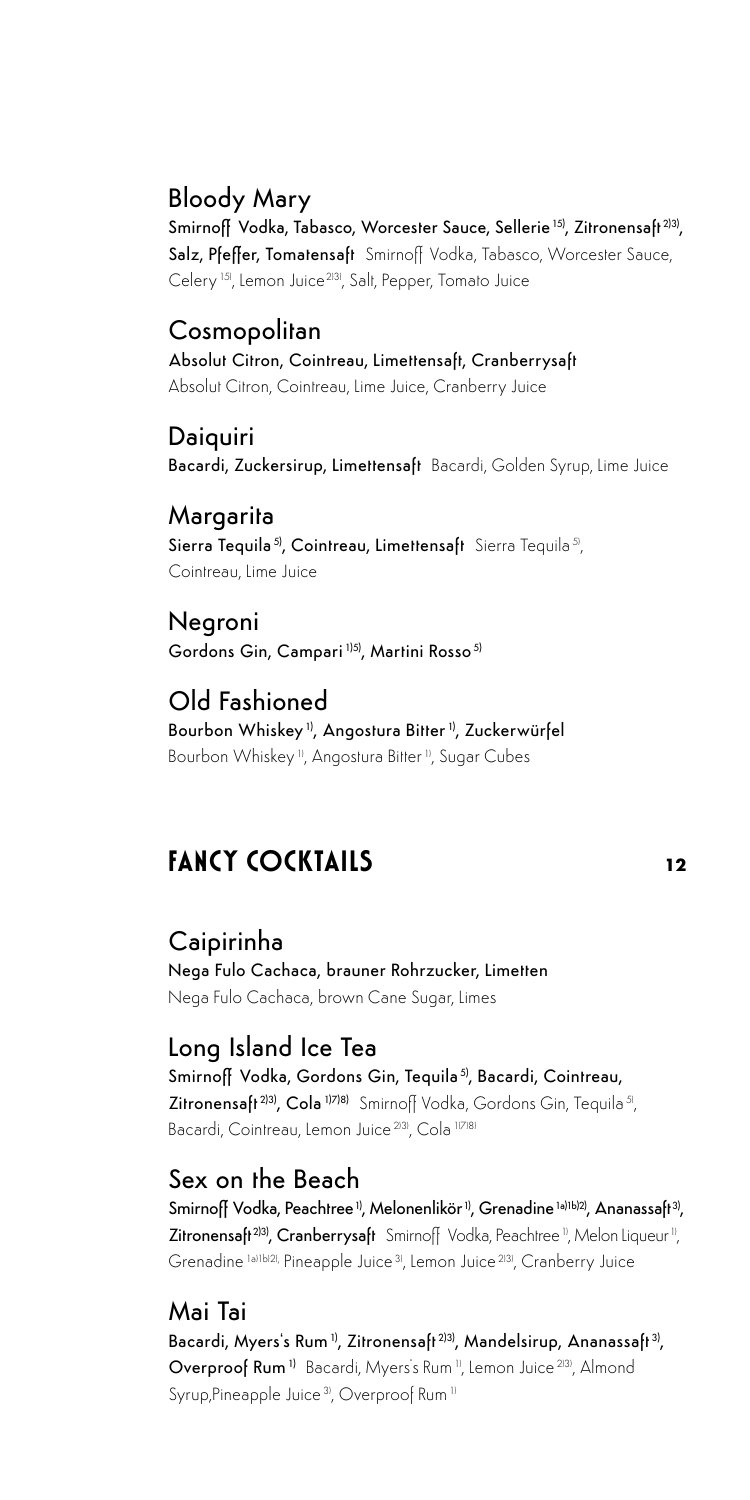## Bloody Mary

**Smirnoff Vodka, Tabasco, Worcester Sauce, Sellerie[15], Zitronensaft[2][3], Salz, Pfeffer, Tomatensaft** Smirnoff Vodka, Tabasco, Worcester Sauce, Celery[15], Lemon Juice[2][3], Salt, Pepper, Tomato Juice

## Cosmopolitan

**Absolut Citron, Cointreau, Limettensaft, Cranberrysaft**
Absolut Citron, Cointreau, Lime Juice, Cranberry Juice

## Daiquiri

**Bacardi, Zuckersirup, Limettensaft** Bacardi, Golden Syrup, Lime Juice

## Margarita

**Sierra Tequila[5], Cointreau, Limettensaft** Sierra Tequila[5], Cointreau, Lime Juice

## Negroni

**Gordons Gin, Campari[1][5], Martini Rosso[5]**

## Old Fashioned

**Bourbon Whiskey[1], Angostura Bitter[1], Zuckerwürfel**
Bourbon Whiskey[1], Angostura Bitter[1], Sugar Cubes

# FANCY COCKTAILS 12

## Caipirinha

**Nega Fulo Cachaca, brauner Rohrzucker, Limetten**
Nega Fulo Cachaca, brown Cane Sugar, Limes

## Long Island Ice Tea

**Smirnoff Vodka, Gordons Gin, Tequila[5], Bacardi, Cointreau, Zitronensaft[2][3], Cola[1][7][8]** Smirnoff Vodka, Gordons Gin, Tequila[5], Bacardi, Cointreau, Lemon Juice[2][3], Cola[1][7][8]

## Sex on the Beach

**Smirnoff Vodka, Peachtree[1], Melonenlikör[1], Grenadine[1a][1b][2], Ananassaft[3], Zitronensaft[2][3], Cranberrysaft** Smirnoff Vodka, Peachtree[1], Melon Liqueur[1], Grenadine[1a][1b][2], Pineapple Juice[3], Lemon Juice[2][3], Cranberry Juice

## Mai Tai

**Bacardi, Myers's Rum[1], Zitronensaft[2][3], Mandelsirup, Ananassaft[3], Overproof Rum[1]** Bacardi, Myers's Rum[1], Lemon Juice[2][3], Almond Syrup,Pineapple Juice[3], Overproof Rum[1]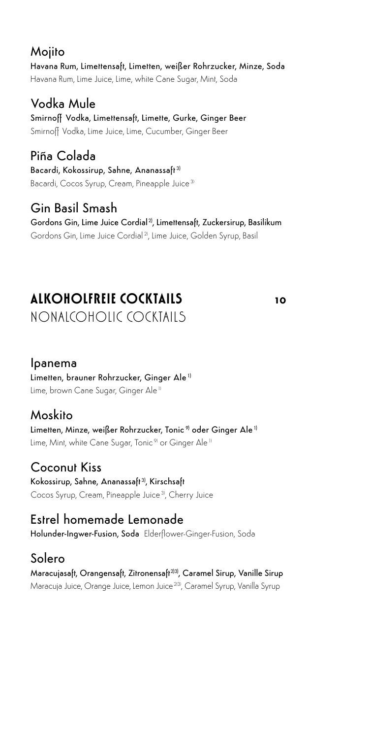### Mojito

**Havana Rum, Limettensaft, Limetten, weißer Rohrzucker, Minze, Soda**
Havana Rum, Lime Juice, Lime, white Cane Sugar, Mint, Soda

### Vodka Mule

**Smirnoff Vodka, Limettensaft, Limette, Gurke, Ginger Beer**
Smirnoff Vodka, Lime Juice, Lime, Cucumber, Ginger Beer

### Piña Colada

**Bacardi, Kokossirup, Sahne, Ananassaft[3]**
Bacardi, Cocos Syrup, Cream, Pineapple Juice[3]

### Gin Basil Smash

**Gordons Gin, Lime Juice Cordial[2], Limettensaft, Zuckersirup, Basilikum**
Gordons Gin, Lime Juice Cordial[2], Lime Juice, Golden Syrup, Basil

## ALKOHOLFREIE COCKTAILS 10

## NONALCOHOLIC COCKTAILS

### Ipanema

**Limetten, brauner Rohrzucker, Ginger Ale[1]**
Lime, brown Cane Sugar, Ginger Ale[1]

### Moskito

**Limetten, Minze, weißer Rohrzucker, Tonic[9] oder Ginger Ale[1]**
Lime, Mint, white Cane Sugar, Tonic[9] or Ginger Ale[1]

### Coconut Kiss

**Kokossirup, Sahne, Ananassaft[3], Kirschsaft**
Cocos Syrup, Cream, Pineapple Juice[3], Cherry Juice

### Estrel homemade Lemonade

**Holunder-Ingwer-Fusion, Soda** Elderflower-Ginger-Fusion, Soda

### Solero

**Maracujasaft, Orangensaft, Zitronensaft[2][3], Caramel Sirup, Vanille Sirup**
Maracuja Juice, Orange Juice, Lemon Juice[2][3], Caramel Syrup, Vanilla Syrup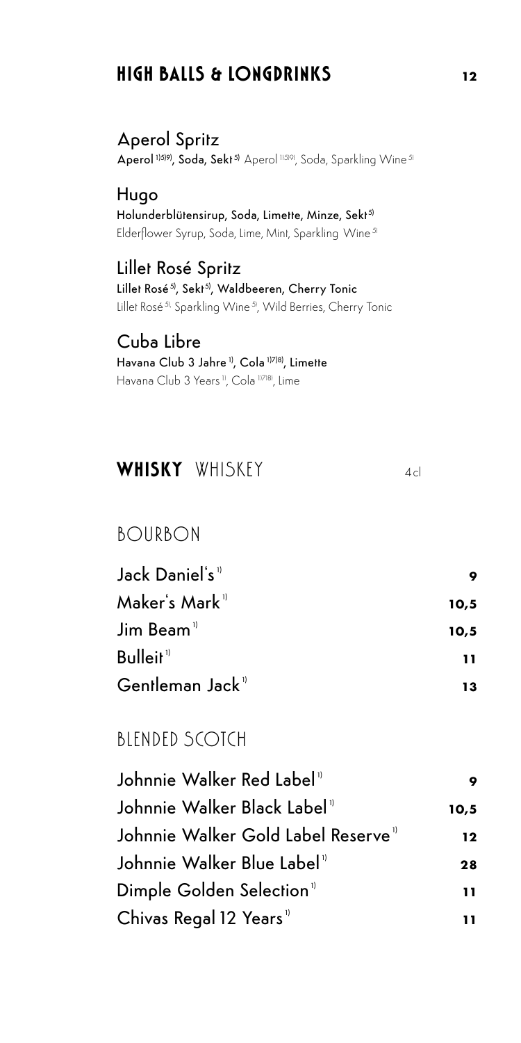## HIGH BALLS & LONGDRINKS 12

### Aperol Spritz
**Aperol [1)5)9)], Soda, Sekt [5)]** Aperol [1)5)9)], Soda, Sparkling Wine [5)]

### Hugo
**Holunderblütensirup, Soda, Limette, Minze, Sekt [5)]**
Elderflower Syrup, Soda, Lime, Mint, Sparkling Wine [5)]

### Lillet Rosé Spritz
**Lillet Rosé [5)], Sekt [5)], Waldbeeren, Cherry Tonic**
Lillet Rosé [5)], Sparkling Wine [5)], Wild Berries, Cherry Tonic

### Cuba Libre
**Havana Club 3 Jahre [1)], Cola [1)7)8)], Limette**
Havana Club 3 Years [1)], Cola [1)7)8)], Lime

## WHISKY WHISKEY 4cl

### BOURBON

| | |
|---|---|
| Jack Daniel's [1)] | **9** |
| Maker's Mark [1)] | **10,5** |
| Jim Beam [1)] | **10,5** |
| Bulleit [1)] | **11** |
| Gentleman Jack [1)] | **13** |

### BLENDED SCOTCH

| | |
|---|---|
| Johnnie Walker Red Label [1)] | **9** |
| Johnnie Walker Black Label [1)] | **10,5** |
| Johnnie Walker Gold Label Reserve [1)] | **12** |
| Johnnie Walker Blue Label [1)] | **28** |
| Dimple Golden Selection [1)] | **11** |
| Chivas Regal 12 Years [1)] | **11** |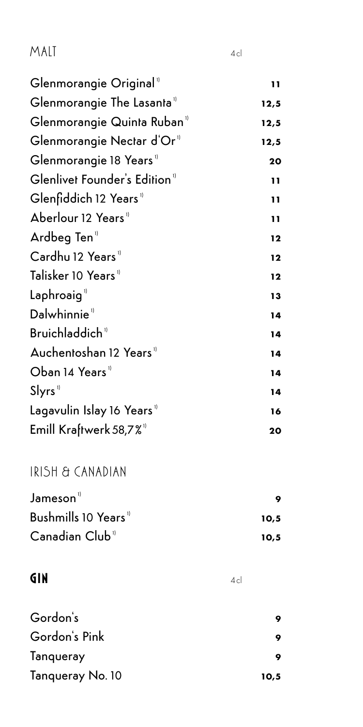## MALT

4cl

| | |
|---|---|
| Glenmorangie Original[1)] | **11** |
| Glenmorangie The Lasanta[1)] | **12,5** |
| Glenmorangie Quinta Ruban[1)] | **12,5** |
| Glenmorangie Nectar d'Or[1)] | **12,5** |
| Glenmorangie 18 Years[1)] | **20** |
| Glenlivet Founder's Edition[1)] | **11** |
| Glenfiddich 12 Years[1)] | **11** |
| Aberlour 12 Years[1)] | **11** |
| Ardbeg Ten[1)] | **12** |
| Cardhu 12 Years[1)] | **12** |
| Talisker 10 Years[1)] | **12** |
| Laphroaig[1)] | **13** |
| Dalwhinnie[1)] | **14** |
| Bruichladdich[1)] | **14** |
| Auchentoshan 12 Years[1)] | **14** |
| Oban 14 Years[1)] | **14** |
| Slyrs[1)] | **14** |
| Lagavulin Islay 16 Years[1)] | **16** |
| Emill Kraftwerk 58,7%[1)] | **20** |

## IRISH & CANADIAN

| | |
|---|---|
| Jameson[1)] | **9** |
| Bushmills 10 Years[1)] | **10,5** |
| Canadian Club[1)] | **10,5** |

## GIN

4cl

| | |
|---|---|
| Gordon's | **9** |
| Gordon's Pink | **9** |
| Tanqueray | **9** |
| Tanqueray No. 10 | **10,5** |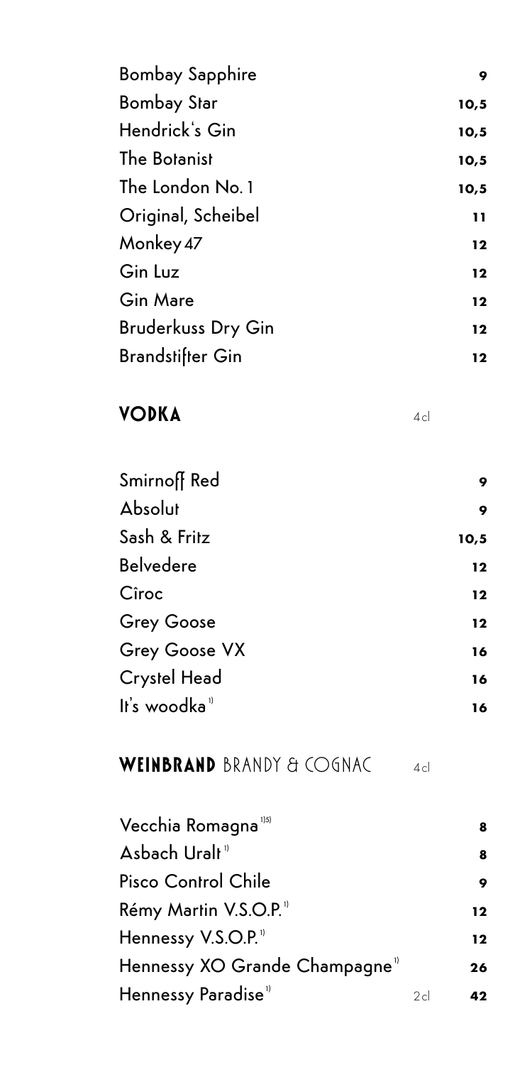| | |
|---|---|
| Bombay Sapphire | **9** |
| Bombay Star | **10,5** |
| Hendrick's Gin | **10,5** |
| The Botanist | **10,5** |
| The London No. 1 | **10,5** |
| Original, Scheibel | **11** |
| Monkey 47 | **12** |
| Gin Luz | **12** |
| Gin Mare | **12** |
| Bruderkuss Dry Gin | **12** |
| Brandstifter Gin | **12** |

## VODKA 4cl

| | |
|---|---|
| Smirnoff Red | **9** |
| Absolut | **9** |
| Sash & Fritz | **10,5** |
| Belvedere | **12** |
| Cîroc | **12** |
| Grey Goose | **12** |
| Grey Goose VX | **16** |
| Crystel Head | **16** |
| It's woodka[1] | **16** |

## WEINBRAND BRANDY & COGNAC 4cl

| | | |
|---|---|---|
| Vecchia Romagna[1,5] | | **8** |
| Asbach Uralt[1] | | **8** |
| Pisco Control Chile | | **9** |
| Rémy Martin V.S.O.P.[1] | | **12** |
| Hennessy V.S.O.P.[1] | | **12** |
| Hennessy XO Grande Champagne[1] | | **26** |
| Hennessy Paradise[1] | 2cl | **42** |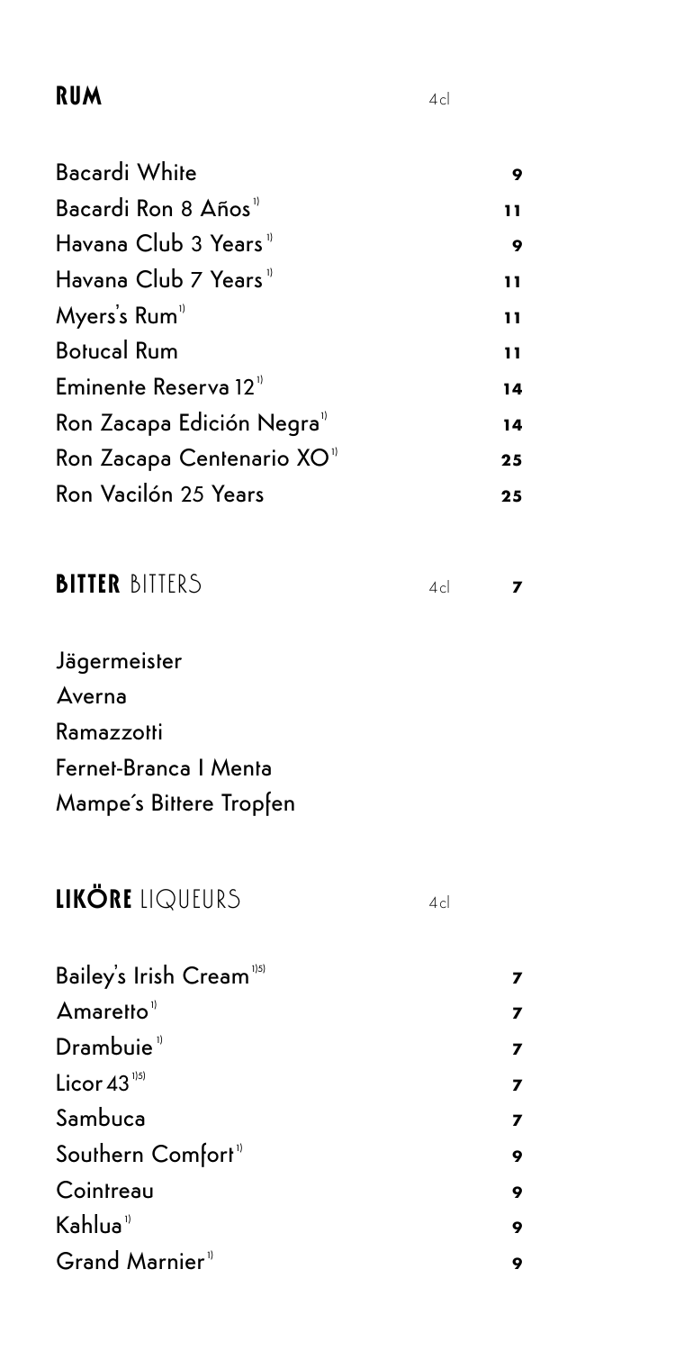## RUM 4cl

| | |
|---|---|
| Bacardi White | 9 |
| Bacardi Ron 8 Años[1)] | 11 |
| Havana Club 3 Years[1)] | 9 |
| Havana Club 7 Years[1)] | 11 |
| Myers's Rum[1)] | 11 |
| Botucal Rum | 11 |
| Eminente Reserva 12[1)] | 14 |
| Ron Zacapa Edición Negra[1)] | 14 |
| Ron Zacapa Centenario XO[1)] | 25 |
| Ron Vacilón 25 Years | 25 |

## BITTER BITTERS 4cl 7

Jägermeister
Averna
Ramazzotti
Fernet-Branca I Menta
Mampe´s Bittere Tropfen

## LIKÖRE LIQUEURS 4cl

| | |
|---|---|
| Bailey's Irish Cream[1)5)] | 7 |
| Amaretto[1)] | 7 |
| Drambuie[1)] | 7 |
| Licor 43[1)5)] | 7 |
| Sambuca | 7 |
| Southern Comfort[1)] | 9 |
| Cointreau | 9 |
| Kahlua[1)] | 9 |
| Grand Marnier[1)] | 9 |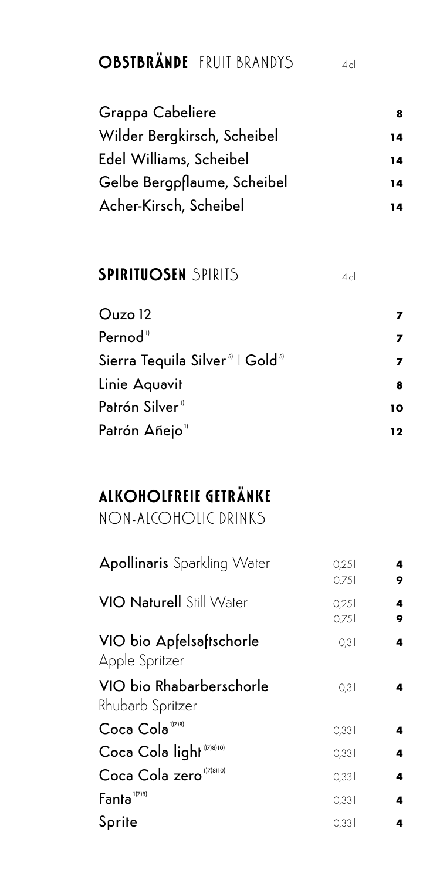## OBSTBRÄNDE FRUIT BRANDYS

| | 4cl |
|---|---|
| Grappa Cabeliere | 8 |
| Wilder Bergkirsch, Scheibel | 14 |
| Edel Williams, Scheibel | 14 |
| Gelbe Bergpflaume, Scheibel | 14 |
| Acher-Kirsch, Scheibel | 14 |

## SPIRITUOSEN SPIRITS

| | 4cl |
|---|---|
| Ouzo 12 | 7 |
| Pernod[1] | 7 |
| Sierra Tequila Silver[5] \| Gold[5] | 7 |
| Linie Aquavit | 8 |
| Patrón Silver[1] | 10 |
| Patrón Añejo[1] | 12 |

## ALKOHOLFREIE GETRÄNKE

NON-ALCOHOLIC DRINKS

| | | |
|---|---|---|
| **Apollinaris** Sparkling Water | 0,25l | 4 |
| | 0,75l | 9 |
| **VIO Naturell** Still Water | 0,25l | 4 |
| | 0,75l | 9 |
| VIO bio Apfelsaftschorle<br>Apple Spritzer | 0,3l | 4 |
| VIO bio Rhabarberschorle<br>Rhubarb Spritzer | 0,3l | 4 |
| Coca Cola[1)7)8)] | 0,33l | 4 |
| Coca Cola light[1)7)8)10)] | 0,33l | 4 |
| Coca Cola zero[1)7)8)10)] | 0,33l | 4 |
| Fanta[1)7)8)] | 0,33l | 4 |
| Sprite | 0,33l | 4 |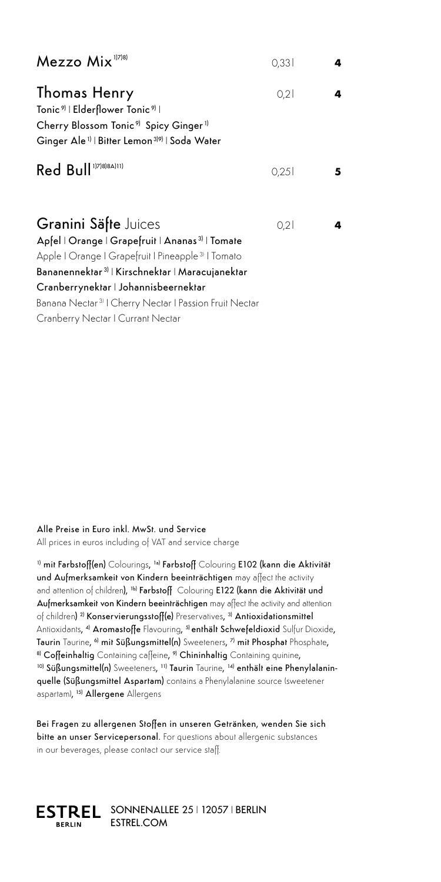| | | |
|---|---|---|
| **Mezzo Mix** [1)7)8)] | 0,33l | 4 |
| **Thomas Henry**<br>Tonic [9)] \| Elderflower Tonic [9)] \|<br>Cherry Blossom Tonic [9)] Spicy Ginger [1)]<br>Ginger Ale [1)] \| Bitter Lemon [3)9)] \| Soda Water | 0,2l | 4 |
| **Red Bull** [1)7)8)8A)11)] | 0,25l | 5 |
| **Granini Säfte** Juices<br>Apfel \| Orange \| Grapefruit \| Ananas [3)] \| Tomate<br>Apple \| Orange \| Grapefruit \| Pineapple [3)] \| Tomato<br>Bananennektar [3)] \| Kirschnektar \| Maracujanektar<br>Cranberrynektar \| Johannisbeernektar<br>Banana Nectar [3)] \| Cherry Nectar \| Passion Fruit Nectar<br>Cranberry Nectar \| Currant Nectar | 0,2l | 4 |

**Alle Preise in Euro inkl. MwSt. und Service**
All prices in euros including of VAT and service charge

[1)] **mit Farbstoff(en)** Colourings, [1a)] **Farbstoff** Colouring **E102 (kann die Aktivität und Aufmerksamkeit von Kindern beeinträchtigen** may affect the activity and attention of children**)**, [1b)] **Farbstoff** Colouring **E122 (kann die Aktivität und Aufmerksamkeit von Kindern beeinträchtigen** may affect the activity and attention of children**)** [2)] **Konservierungsstoff(e)** Preservatives, [3)] **Antioxidationsmittel** Antioxidants, [4)] **Aromastoffe** Flavouring, [5)] **enthält Schwefeldioxid** Sulfur Dioxide, **Taurin** Taurine, [6)] **mit Süßungsmittel(n)** Sweeteners, [7)] **mit Phosphat** Phosphate, [8)] **Coffeinhaltig** Containing caffeine, [9)] **Chininhaltig** Containing quinine, [10)] **Süßungsmittel(n)** Sweeteners, [11)] **Taurin** Taurine, [14)] **enthält eine Phenylalaninquelle (Süßungsmittel Aspartam)** contains a Phenylalanine source (sweetener aspartam), [15)] **Allergene** Allergens

**Bei Fragen zu allergenen Stoffen in unseren Getränken, wenden Sie sich bitte an unser Servicepersonal.** For questions about allergenic substances in our beverages, please contact our service staff.

**ESTREL** BERLIN SONNENALLEE 25 | 12057 | BERLIN
ESTREL.COM